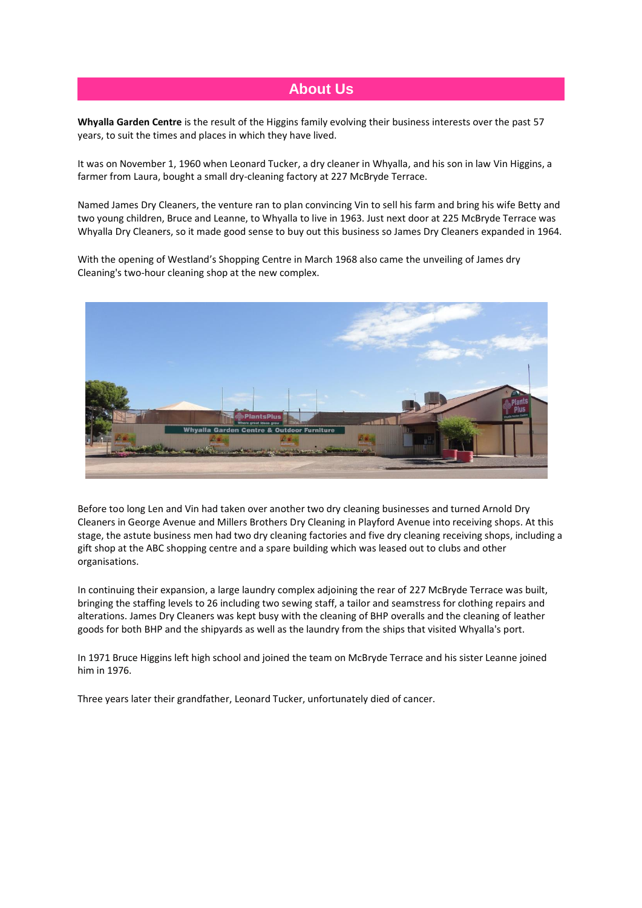# About Us

**Whyalla Garden Centre** is the result of the Higgins family evolving their business interests over the past 57 years, to suit the times and places in which they have lived.

It was on November 1, 1960 when Leonard Tucker, a dry cleaner in Whyalla, and his son in law Vin Higgins, a farmer from Laura, bought a small dry-cleaning factory at 227 McBryde Terrace.

Named James Dry Cleaners, the venture ran to plan convincing Vin to sell his farm and bring his wife Betty and two young children, Bruce and Leanne, to Whyalla to live in 1963. Just next door at 225 McBryde Terrace was Whyalla Dry Cleaners, so it made good sense to buy out this business so James Dry Cleaners expanded in 1964.

With the opening of Westland's Shopping Centre in March 1968 also came the unveiling of James dry Cleaning's two-hour cleaning shop at the new complex.

Before too long Len and Vin had taken over another two dry cleaning businesses and turned Arnold Dry Cleaners in George Avenue and Millers Brothers Dry Cleaning in Playford Avenue into receiving shops. At this stage, the astute business men had two dry cleaning factories and five dry cleaning receiving shops, including a gift shop at the ABC shopping centre and a spare building which was leased out to clubs and other organisations.

In continuing their expansion, a large laundry complex adjoining the rear of 227 McBryde Terrace was built, bringing the staffing levels to 26 including two sewing staff, a tailor and seamstress for clothing repairs and alterations. James Dry Cleaners was kept busy with the cleaning of BHP overalls and the cleaning of leather goods for both BHP and the shipyards as well as the laundry from the ships that visited Whyalla's port.

In 1971 Bruce Higgins left high school and joined the team on McBryde Terrace and his sister Leanne joined him in 1976.

Three years later their grandfather, Leonard Tucker, unfortunately died of cancer.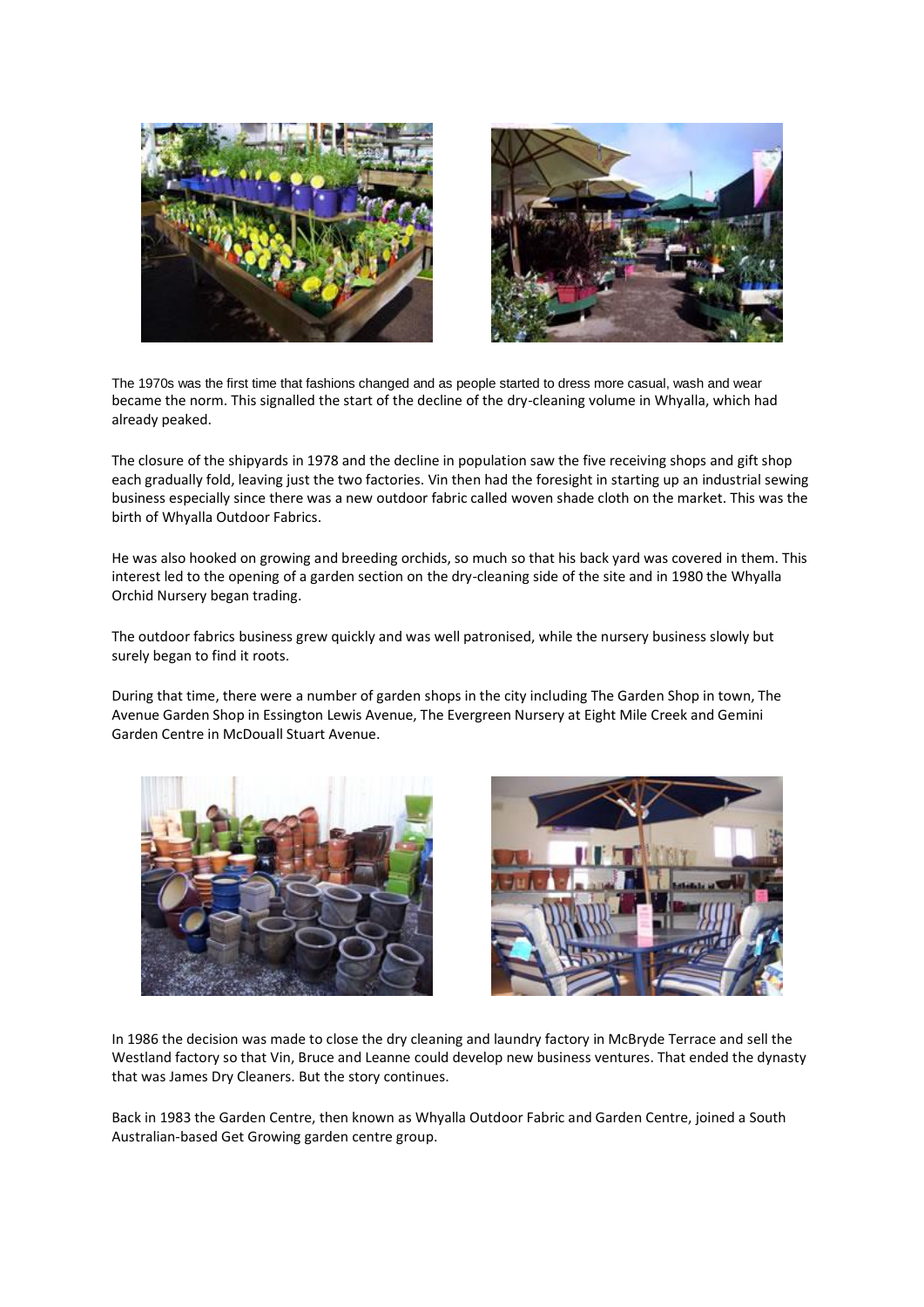The 1970s was the first time that fashions changed and as people started to dress more casual, wash and wear became the norm. This signalled the start of the decline of the dry-cleaning volume in Whyalla, which had already peaked.

The closure of the shipyards in 1978 and the decline in population saw the five receiving shops and gift shop each gradually fold, leaving just the two factories. Vin then had the foresight in starting up an industrial sewing business especially since there was a new outdoor fabric called woven shade cloth on the market. This was the birth of Whyalla Outdoor Fabrics.

He was also hooked on growing and breeding orchids, so much so that his back yard was covered in them. This interest led to the opening of a garden section on the dry-cleaning side of the site and in 1980 the Whyalla Orchid Nursery began trading.

The outdoor fabrics business grew quickly and was well patronised, while the nursery business slowly but surely began to find it roots.

During that time, there were a number of garden shops in the city including The Garden Shop in town, The Avenue Garden Shop in Essington Lewis Avenue, The Evergreen Nursery at Eight Mile Creek and Gemini Garden Centre in McDouall Stuart Avenue.

In 1986 the decision was made to close the dry cleaning and laundry factory in McBryde Terrace and sell the Westland factory so that Vin, Bruce and Leanne could develop new business ventures. That ended the dynasty that was James Dry Cleaners. But the story continues.

Back in 1983 the Garden Centre, then known as Whyalla Outdoor Fabric and Garden Centre, joined a South Australian-based Get Growing garden centre group.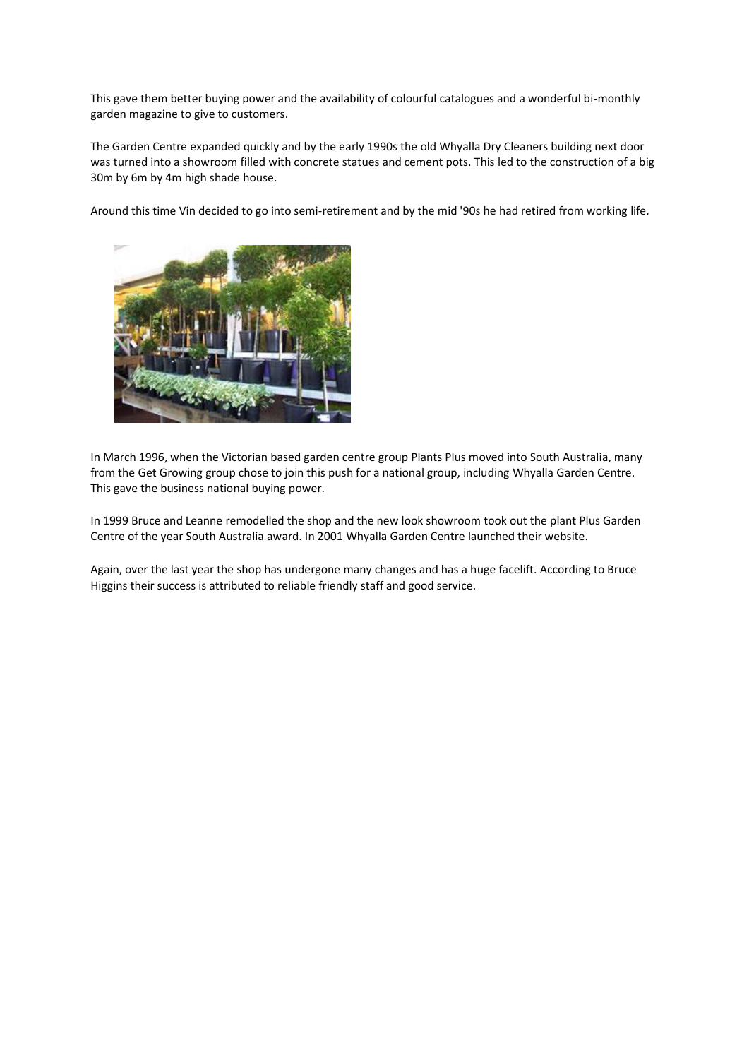This gave them better buying power and the availability of colourful catalogues and a wonderful bi-monthly garden magazine to give to customers.

The Garden Centre expanded quickly and by the early 1990s the old Whyalla Dry Cleaners building next door was turned into a showroom filled with concrete statues and cement pots. This led to the construction of a big 30m by 6m by 4m high shade house.

Around this time Vin decided to go into semi-retirement and by the mid '90s he had retired from working life.

In March 1996, when the Victorian based garden centre group Plants Plus moved into South Australia, many from the Get Growing group chose to join this push for a national group, including Whyalla Garden Centre. This gave the business national buying power.

In 1999 Bruce and Leanne remodelled the shop and the new look showroom took out the plant Plus Garden Centre of the year South Australia award. In 2001 Whyalla Garden Centre launched their website.

Again, over the last year the shop has undergone many changes and has a huge facelift. According to Bruce Higgins their success is attributed to reliable friendly staff and good service.